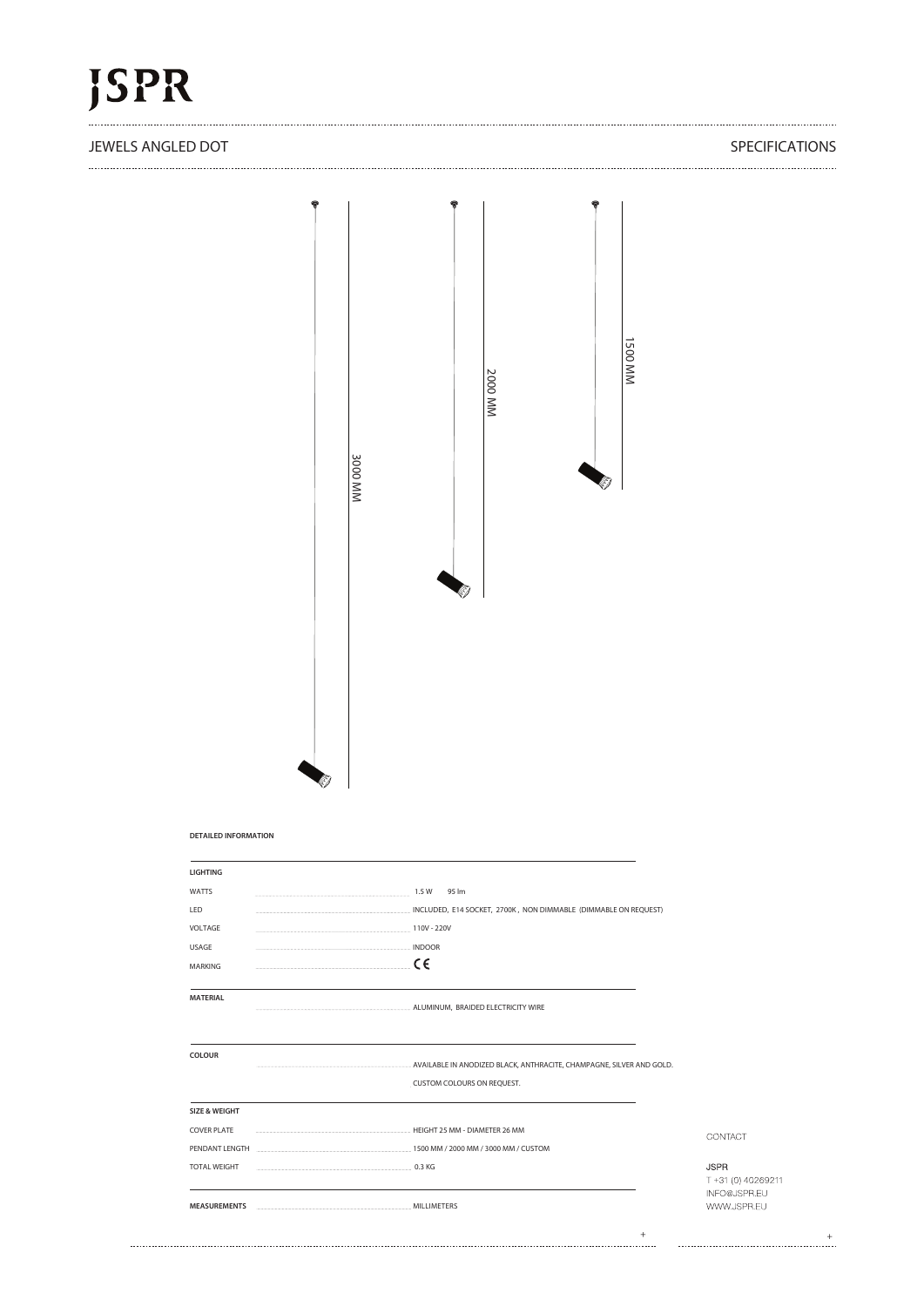# JSPR

## JEWELS ANGLED DOT

SPECIFICATIONS

3000 MM

2000 MM

1500 MM

**DETAILED INFORMATION**

**LIGHTING**

| | |
|---|---|
| WATTS | 1.5 W 95 lm |
| LED | INCLUDED, E14 SOCKET, 2700K, NON DIMMABLE (DIMMABLE ON REQUEST) |
| VOLTAGE | 110V - 220V |
| USAGE | INDOOR |
| MARKING | CE |

**MATERIAL**

ALUMINUM, BRAIDED ELECTRICITY WIRE

**COLOUR**

AVAILABLE IN ANODIZED BLACK, ANTHRACITE, CHAMPAGNE, SILVER AND GOLD.

CUSTOM COLOURS ON REQUEST.

**SIZE & WEIGHT**

| | |
|---|---|
| COVER PLATE | HEIGHT 25 MM - DIAMETER 26 MM |
| PENDANT LENGTH | 1500 MM / 2000 MM / 3000 MM / CUSTOM |
| TOTAL WEIGHT | 0.3 KG |

**MEASUREMENTS** MILLIMETERS

CONTACT

JSPR
T +31 (0) 40269211
INFO@JSPR.EU
WWW.JSPR.EU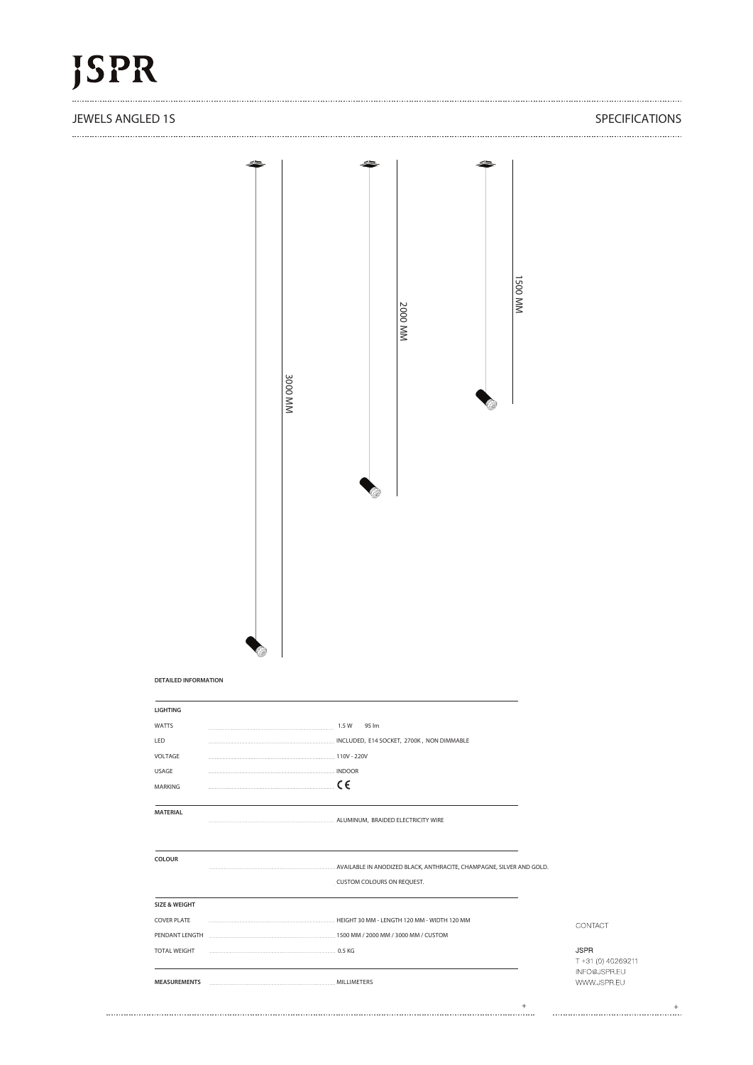# JSPR

## JEWELS ANGLED 1S

SPECIFICATIONS

3000 MM

2000 MM

1500 MM

**DETAILED INFORMATION**

| **LIGHTING** | |
|---|---|
| WATTS | 1.5 W 95 lm |
| LED | INCLUDED, E14 SOCKET, 2700K, NON DIMMABLE |
| VOLTAGE | 110V - 220V |
| USAGE | INDOOR |
| MARKING | CE |

| **MATERIAL** | |
|---|---|
| | ALUMINUM, BRAIDED ELECTRICITY WIRE |

| **COLOUR** | |
|---|---|
| | AVAILABLE IN ANODIZED BLACK, ANTHRACITE, CHAMPAGNE, SILVER AND GOLD. |
| | CUSTOM COLOURS ON REQUEST. |

| **SIZE & WEIGHT** | |
|---|---|
| COVER PLATE | HEIGHT 30 MM - LENGTH 120 MM - WIDTH 120 MM |
| PENDANT LENGTH | 1500 MM / 2000 MM / 3000 MM / CUSTOM |
| TOTAL WEIGHT | 0.5 KG |

| **MEASUREMENTS** | MILLIMETERS |
|---|---|

CONTACT

JSPR
T +31 (0) 40269211
INFO@JSPR.EU
WWW.JSPR.EU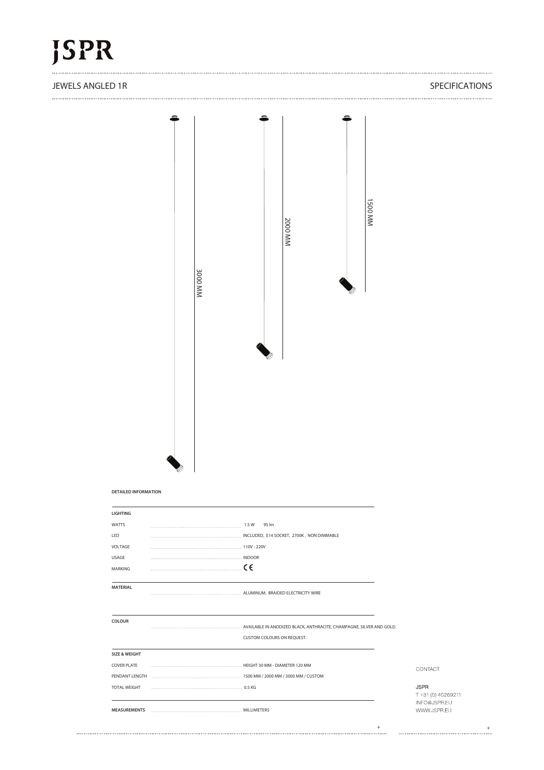# JSPR

## JEWELS ANGLED 1R

## SPECIFICATIONS

3000 MM

2000 MM

1500 MM

**DETAILED INFORMATION**

| **LIGHTING** | |
|---|---|
| WATTS | 1.5 W 95 lm |
| LED | INCLUDED, E14 SOCKET, 2700K, NON DIMMABLE |
| VOLTAGE | 110V - 220V |
| USAGE | INDOOR |
| MARKING | CE |

| **MATERIAL** | |
|---|---|
| | ALUMINUM, BRAIDED ELECTRICITY WIRE |

| **COLOUR** | |
|---|---|
| | AVAILABLE IN ANODIZED BLACK, ANTHRACITE, CHAMPAGNE, SILVER AND GOLD. |
| | CUSTOM COLOURS ON REQUEST. |

| **SIZE & WEIGHT** | |
|---|---|
| COVER PLATE | HEIGHT 30 MM - DIAMETER 120 MM |
| PENDANT LENGTH | 1500 MM / 2000 MM / 3000 MM / CUSTOM |
| TOTAL WEIGHT | 0.5 KG |

| **MEASUREMENTS** | MILLIMETERS |
|---|---|

CONTACT

JSPR
T +31 (0) 40269211
INFO@JSPR.EU
WWW.JSPR.EU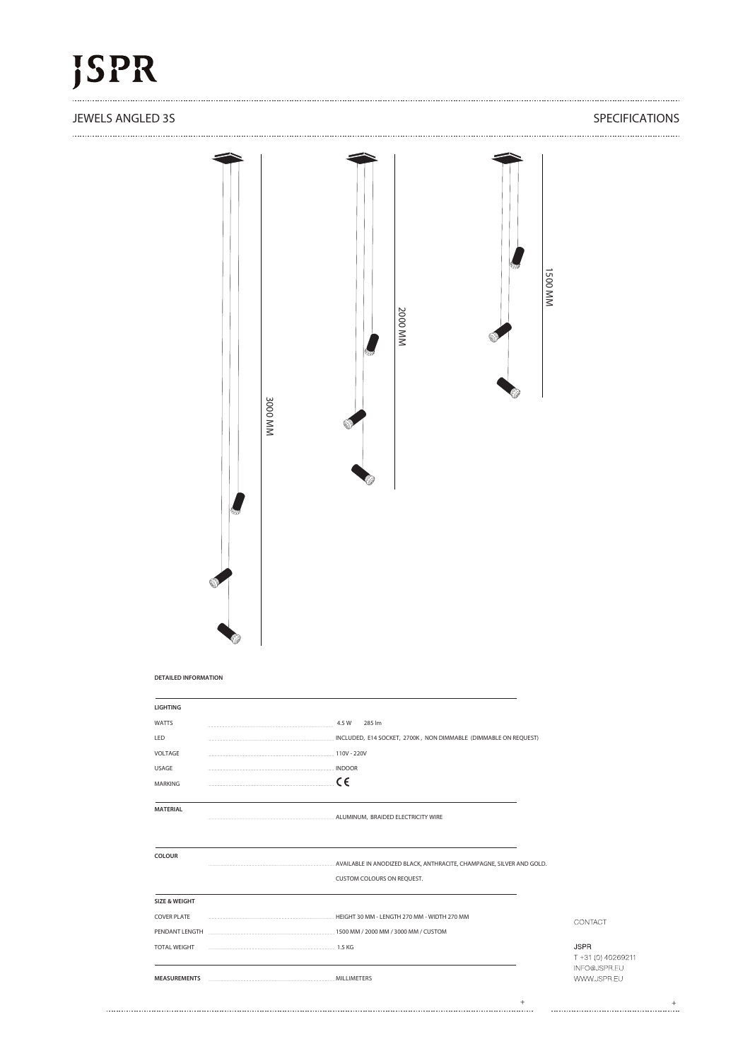# JSPR

## JEWELS ANGLED 3S

SPECIFICATIONS

3000 MM

2000 MM

1500 MM

**DETAILED INFORMATION**

| **LIGHTING** | |
|---|---|
| WATTS | 4.5 W 285 lm |
| LED | INCLUDED, E14 SOCKET, 2700K , NON DIMMABLE (DIMMABLE ON REQUEST) |
| VOLTAGE | 110V - 220V |
| USAGE | INDOOR |
| MARKING | CE |
| **MATERIAL** | ALUMINUM, BRAIDED ELECTRICITY WIRE |
| **COLOUR** | AVAILABLE IN ANODIZED BLACK, ANTHRACITE, CHAMPAGNE, SILVER AND GOLD. CUSTOM COLOURS ON REQUEST. |
| **SIZE & WEIGHT** | |
| COVER PLATE | HEIGHT 30 MM - LENGTH 270 MM - WIDTH 270 MM |
| PENDANT LENGTH | 1500 MM / 2000 MM / 3000 MM / CUSTOM |
| TOTAL WEIGHT | 1.5 KG |
| **MEASUREMENTS** | MILLIMETERS |

CONTACT

JSPR
T +31 (0) 40269211
INFO@JSPR.EU
WWW.JSPR.EU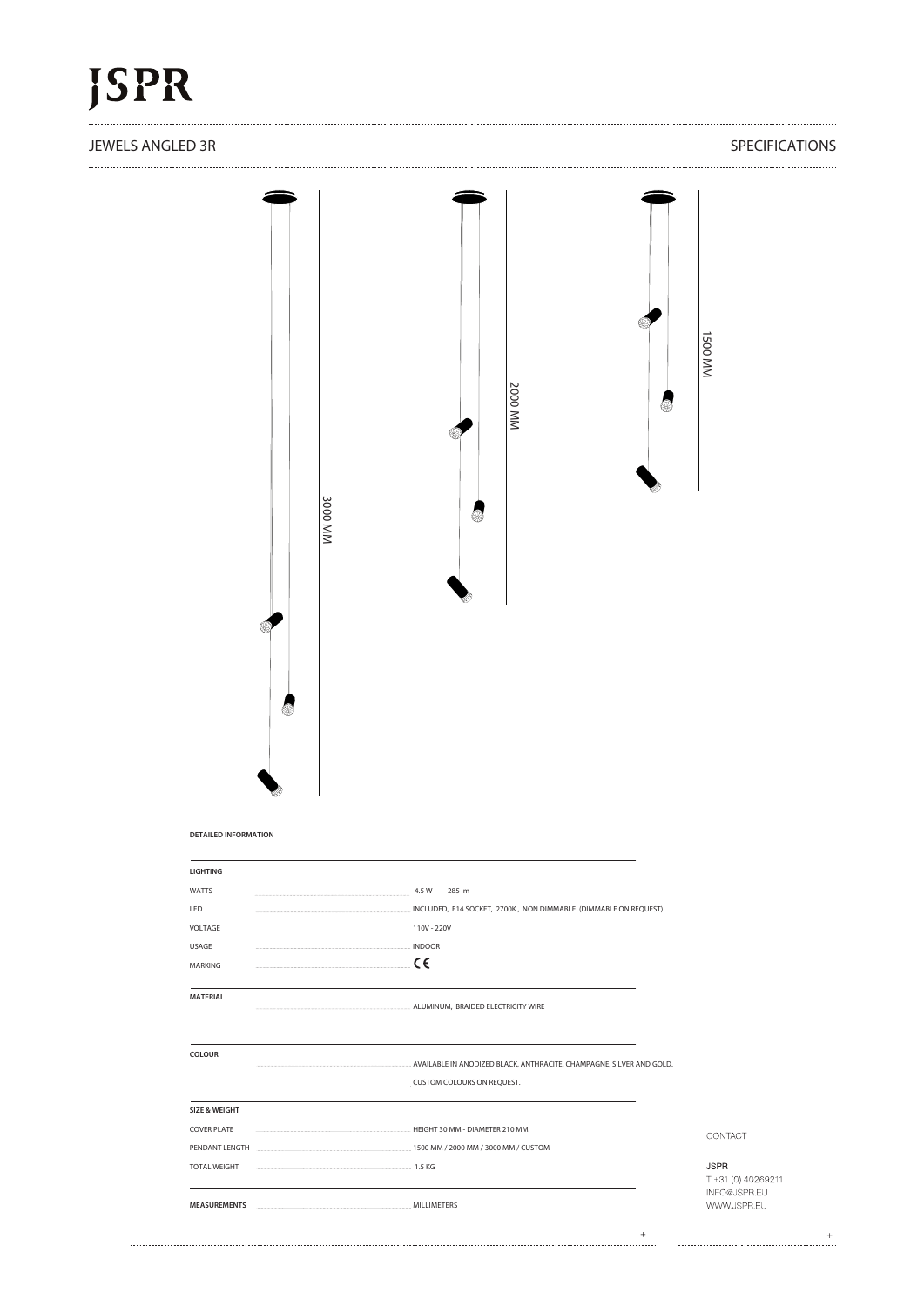# JSPR

## JEWELS ANGLED 3R

SPECIFICATIONS

3000 MM

2000 MM

1500 MM

**DETAILED INFORMATION**

| **LIGHTING** | |
|---|---|
| WATTS | 4.5 W 285 lm |
| LED | INCLUDED, E14 SOCKET, 2700K, NON DIMMABLE (DIMMABLE ON REQUEST) |
| VOLTAGE | 110V - 220V |
| USAGE | INDOOR |
| MARKING | CE |
| **MATERIAL** | ALUMINUM, BRAIDED ELECTRICITY WIRE |
| **COLOUR** | AVAILABLE IN ANODIZED BLACK, ANTHRACITE, CHAMPAGNE, SILVER AND GOLD. CUSTOM COLOURS ON REQUEST. |
| **SIZE & WEIGHT** | |
| COVER PLATE | HEIGHT 30 MM - DIAMETER 210 MM |
| PENDANT LENGTH | 1500 MM / 2000 MM / 3000 MM / CUSTOM |
| TOTAL WEIGHT | 1.5 KG |
| **MEASUREMENTS** | MILLIMETERS |

CONTACT

JSPR
T +31 (0) 40269211
INFO@JSPR.EU
WWW.JSPR.EU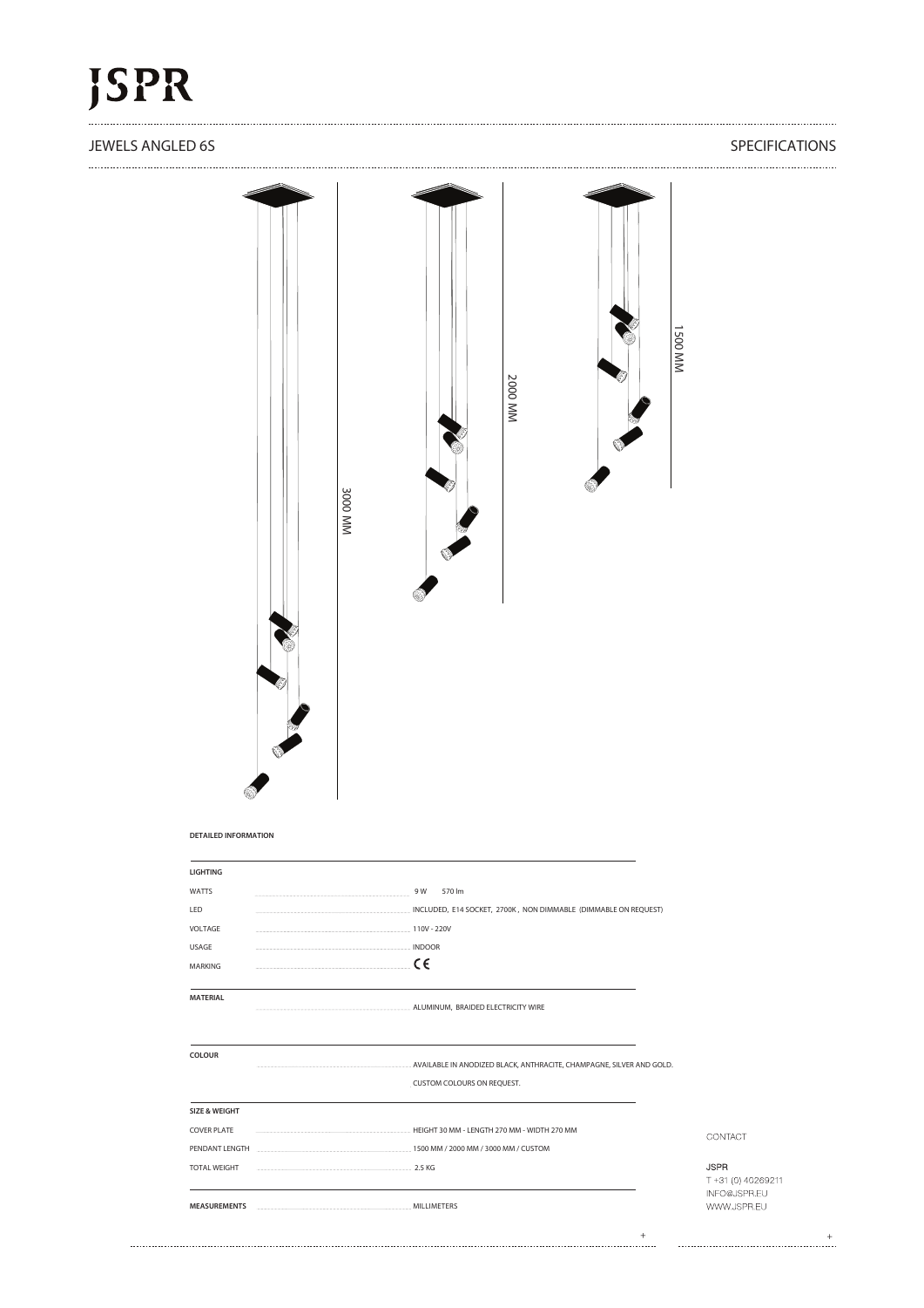# JSPR

## JEWELS ANGLED 6S

SPECIFICATIONS

3000 MM

2000 MM

1500 MM

**DETAILED INFORMATION**

| **LIGHTING** | |
|---|---|
| WATTS | 9 W 570 lm |
| LED | INCLUDED, E14 SOCKET, 2700K , NON DIMMABLE (DIMMABLE ON REQUEST) |
| VOLTAGE | 110V - 220V |
| USAGE | INDOOR |
| MARKING | CE |

| **MATERIAL** | ALUMINUM, BRAIDED ELECTRICITY WIRE |
|---|---|

| **COLOUR** | AVAILABLE IN ANODIZED BLACK, ANTHRACITE, CHAMPAGNE, SILVER AND GOLD. CUSTOM COLOURS ON REQUEST. |
|---|---|

| **SIZE & WEIGHT** | |
|---|---|
| COVER PLATE | HEIGHT 30 MM - LENGTH 270 MM - WIDTH 270 MM |
| PENDANT LENGTH | 1500 MM / 2000 MM / 3000 MM / CUSTOM |
| TOTAL WEIGHT | 2.5 KG |

| **MEASUREMENTS** | MILLIMETERS |
|---|---|

CONTACT

JSPR
T +31 (0) 40269211
INFO@JSPR.EU
WWW.JSPR.EU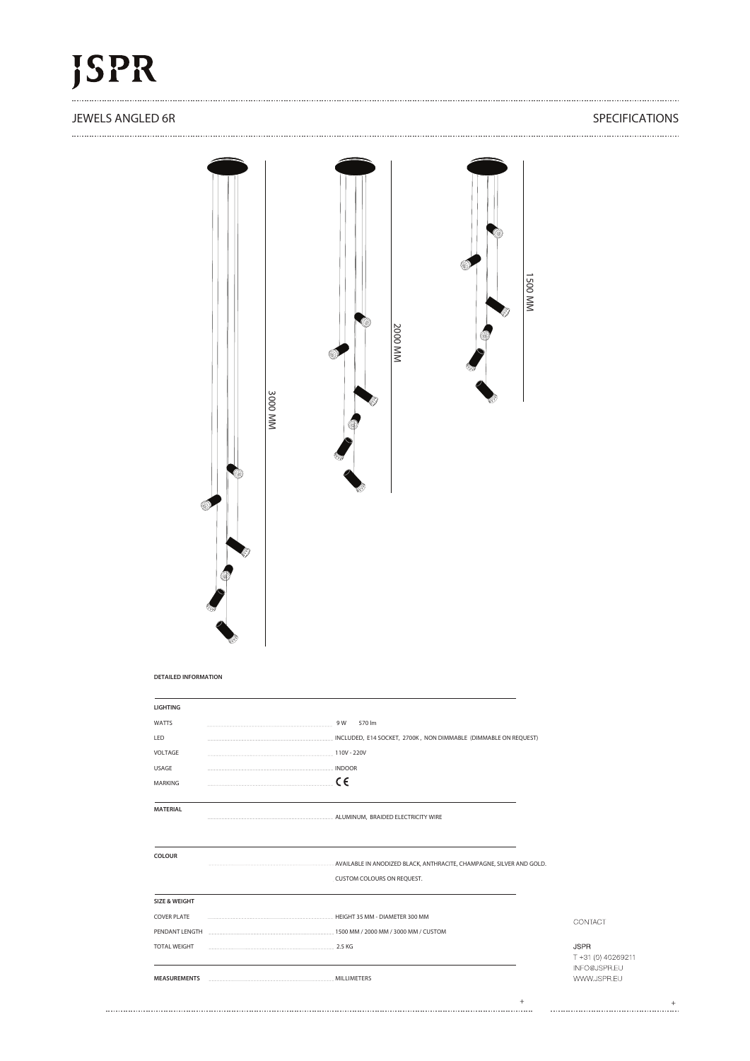# JSPR

## JEWELS ANGLED 6R

SPECIFICATIONS

3000 MM

2000 MM

1500 MM

**DETAILED INFORMATION**

| **LIGHTING** | |
|---|---|
| WATTS | 9 W 570 lm |
| LED | INCLUDED, E14 SOCKET, 2700K, NON DIMMABLE (DIMMABLE ON REQUEST) |
| VOLTAGE | 110V - 220V |
| USAGE | INDOOR |
| MARKING | CE |
| **MATERIAL** | ALUMINUM, BRAIDED ELECTRICITY WIRE |
| **COLOUR** | AVAILABLE IN ANODIZED BLACK, ANTHRACITE, CHAMPAGNE, SILVER AND GOLD. CUSTOM COLOURS ON REQUEST. |
| **SIZE & WEIGHT** | |
| COVER PLATE | HEIGHT 35 MM - DIAMETER 300 MM |
| PENDANT LENGTH | 1500 MM / 2000 MM / 3000 MM / CUSTOM |
| TOTAL WEIGHT | 2.5 KG |
| **MEASUREMENTS** | MILLIMETERS |

CONTACT

JSPR
T +31 (0) 40269211
INFO@JSPR.EU
WWW.JSPR.EU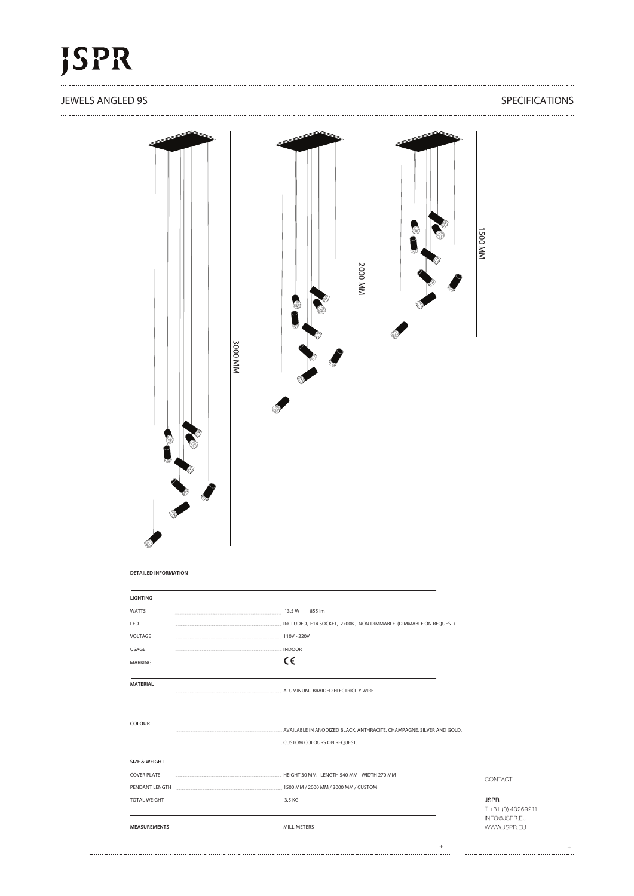# JSPR

## JEWELS ANGLED 9S

SPECIFICATIONS

3000 MM

2000 MM

1500 MM

**DETAILED INFORMATION**

| **LIGHTING** | |
|---|---|
| WATTS | 13.5 W 855 lm |
| LED | INCLUDED, E14 SOCKET, 2700K, NON DIMMABLE (DIMMABLE ON REQUEST) |
| VOLTAGE | 110V - 220V |
| USAGE | INDOOR |
| MARKING | CE |

| **MATERIAL** | |
|---|---|
| | ALUMINUM, BRAIDED ELECTRICITY WIRE |

| **COLOUR** | |
|---|---|
| | AVAILABLE IN ANODIZED BLACK, ANTHRACITE, CHAMPAGNE, SILVER AND GOLD. |
| | CUSTOM COLOURS ON REQUEST. |

| **SIZE & WEIGHT** | |
|---|---|
| COVER PLATE | HEIGHT 30 MM - LENGTH 540 MM - WIDTH 270 MM |
| PENDANT LENGTH | 1500 MM / 2000 MM / 3000 MM / CUSTOM |
| TOTAL WEIGHT | 3.5 KG |

| **MEASUREMENTS** | MILLIMETERS |
|---|---|

CONTACT

JSPR
T +31 (0) 40269211
INFO@JSPR.EU
WWW.JSPR.EU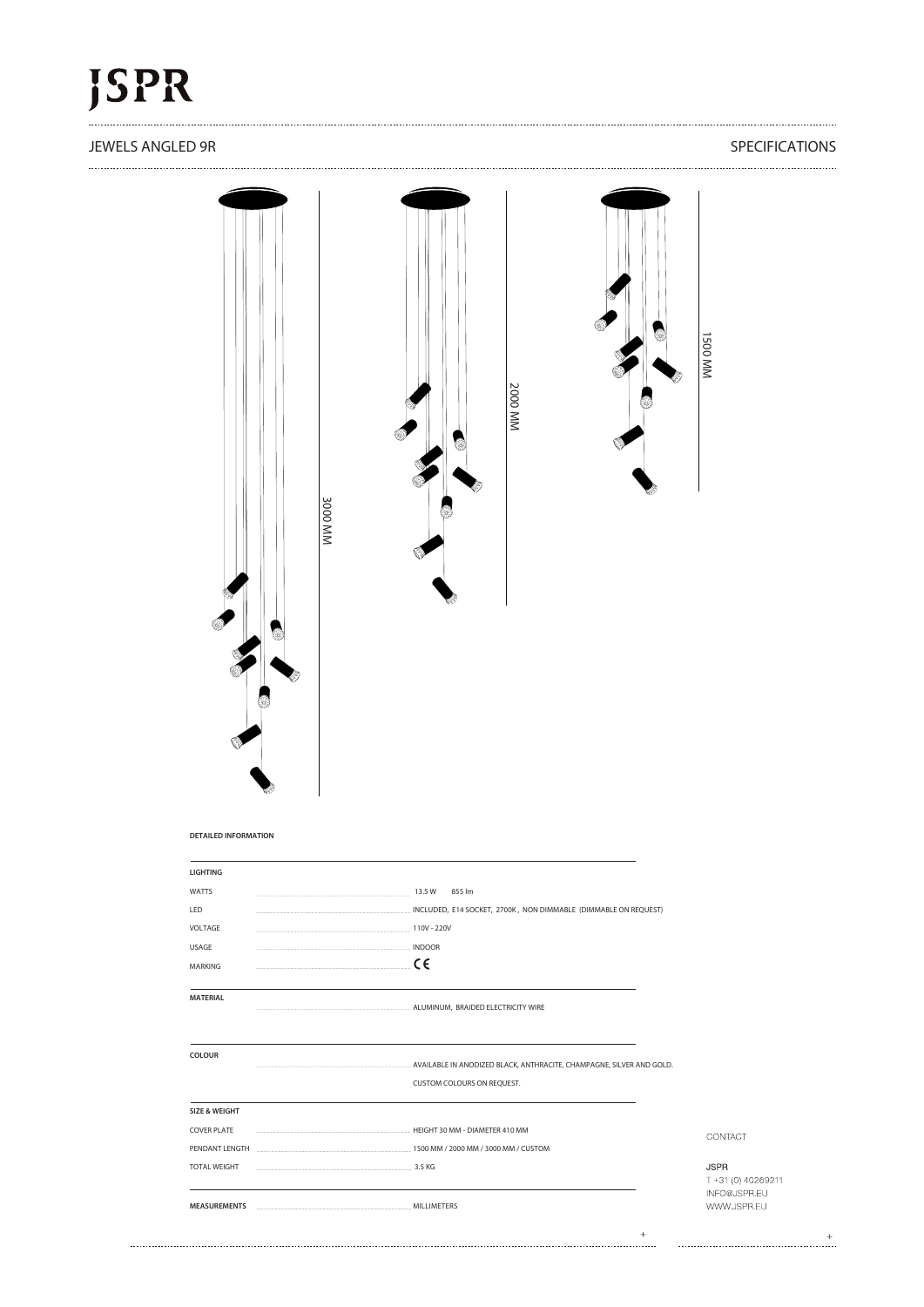# JSPR

## JEWELS ANGLED 9R

SPECIFICATIONS

3000 MM

2000 MM

1500 MM

**DETAILED INFORMATION**

| **LIGHTING** | |
|---|---|
| WATTS | 13.5 W 855 lm |
| LED | INCLUDED, E14 SOCKET, 2700K, NON DIMMABLE (DIMMABLE ON REQUEST) |
| VOLTAGE | 110V - 220V |
| USAGE | INDOOR |
| MARKING | CE |
| **MATERIAL** | ALUMINUM, BRAIDED ELECTRICITY WIRE |
| **COLOUR** | AVAILABLE IN ANODIZED BLACK, ANTHRACITE, CHAMPAGNE, SILVER AND GOLD. CUSTOM COLOURS ON REQUEST. |
| **SIZE & WEIGHT** | |
| COVER PLATE | HEIGHT 30 MM - DIAMETER 410 MM |
| PENDANT LENGTH | 1500 MM / 2000 MM / 3000 MM / CUSTOM |
| TOTAL WEIGHT | 3.5 KG |
| **MEASUREMENTS** | MILLIMETERS |

CONTACT

JSPR
T +31 (0) 40269211
INFO@JSPR.EU
WWW.JSPR.EU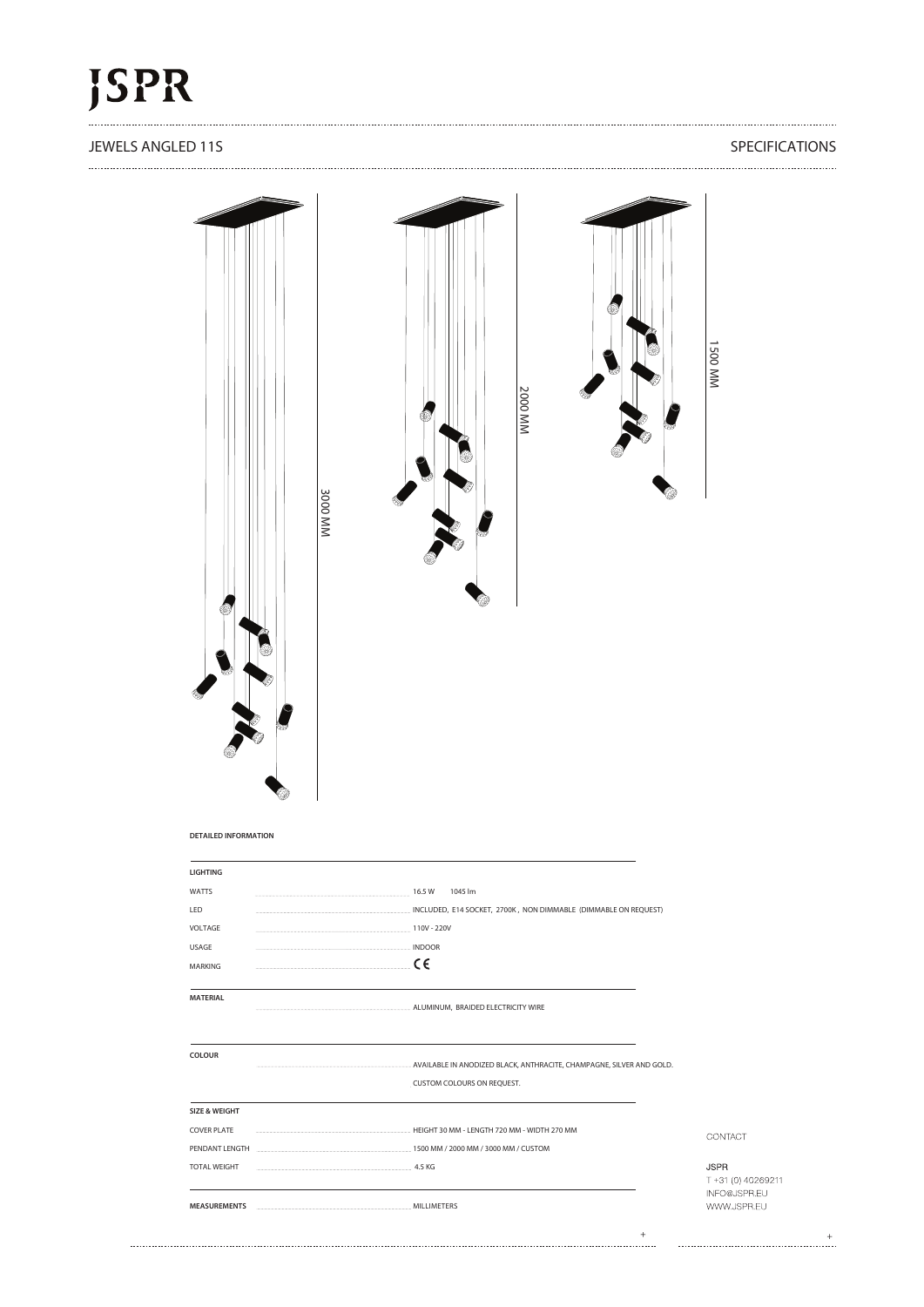# JSPR

## JEWELS ANGLED 11S

SPECIFICATIONS

3000 MM

2000 MM

1500 MM

**DETAILED INFORMATION**

| **LIGHTING** | |
|---|---|
| WATTS | 16.5 W 1045 lm |
| LED | INCLUDED, E14 SOCKET, 2700K, NON DIMMABLE (DIMMABLE ON REQUEST) |
| VOLTAGE | 110V - 220V |
| USAGE | INDOOR |
| MARKING | CE |
| **MATERIAL** | ALUMINUM, BRAIDED ELECTRICITY WIRE |
| **COLOUR** | AVAILABLE IN ANODIZED BLACK, ANTHRACITE, CHAMPAGNE, SILVER AND GOLD. CUSTOM COLOURS ON REQUEST. |
| **SIZE & WEIGHT** | |
| COVER PLATE | HEIGHT 30 MM - LENGTH 720 MM - WIDTH 270 MM |
| PENDANT LENGTH | 1500 MM / 2000 MM / 3000 MM / CUSTOM |
| TOTAL WEIGHT | 4.5 KG |
| **MEASUREMENTS** | MILLIMETERS |

CONTACT

JSPR
T +31 (0) 40269211
INFO@JSPR.EU
WWW.JSPR.EU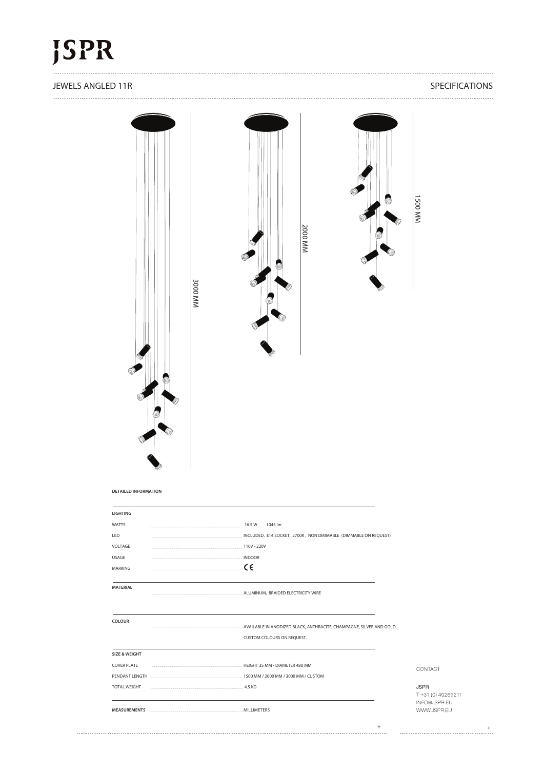# JSPR

## JEWELS ANGLED 11R

SPECIFICATIONS

3000 MM

2000 MM

1500 MM

**DETAILED INFORMATION**

| **LIGHTING** | |
|---|---|
| WATTS | 16.5 W 1045 lm |
| LED | INCLUDED, E14 SOCKET, 2700K, NON DIMMABLE (DIMMABLE ON REQUEST) |
| VOLTAGE | 110V - 220V |
| USAGE | INDOOR |
| MARKING | CE |

| **MATERIAL** | |
|---|---|
| | ALUMINUM, BRAIDED ELECTRICITY WIRE |

| **COLOUR** | |
|---|---|
| | AVAILABLE IN ANODIZED BLACK, ANTHRACITE, CHAMPAGNE, SILVER AND GOLD. |
| | CUSTOM COLOURS ON REQUEST. |

| **SIZE & WEIGHT** | |
|---|---|
| COVER PLATE | HEIGHT 35 MM - DIAMETER 480 MM |
| PENDANT LENGTH | 1500 MM / 2000 MM / 3000 MM / CUSTOM |
| TOTAL WEIGHT | 4.5 KG |

| **MEASUREMENTS** | MILLIMETERS |
|---|---|

CONTACT

JSPR
T +31 (0) 40269211
INFO@JSPR.EU
WWW.JSPR.EU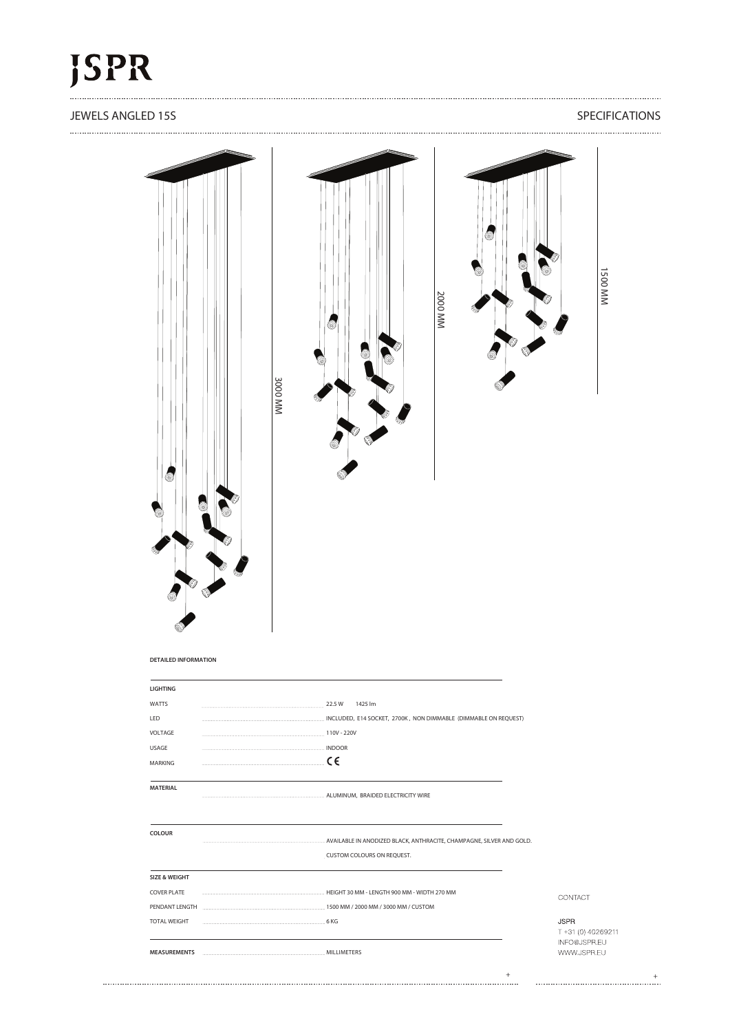# JSPR

## JEWELS ANGLED 15S

SPECIFICATIONS

3000 MM

2000 MM

1500 MM

**DETAILED INFORMATION**

| **LIGHTING** | |
|---|---|
| WATTS | 22.5 W 1425 lm |
| LED | INCLUDED, E14 SOCKET, 2700K, NON DIMMABLE (DIMMABLE ON REQUEST) |
| VOLTAGE | 110V - 220V |
| USAGE | INDOOR |
| MARKING | CE |

| **MATERIAL** | ALUMINUM, BRAIDED ELECTRICITY WIRE |
|---|---|

| **COLOUR** | AVAILABLE IN ANODIZED BLACK, ANTHRACITE, CHAMPAGNE, SILVER AND GOLD.<br>CUSTOM COLOURS ON REQUEST. |
|---|---|

| **SIZE & WEIGHT** | |
|---|---|
| COVER PLATE | HEIGHT 30 MM - LENGTH 900 MM - WIDTH 270 MM |
| PENDANT LENGTH | 1500 MM / 2000 MM / 3000 MM / CUSTOM |
| TOTAL WEIGHT | 6 KG |

| **MEASUREMENTS** | MILLIMETERS |
|---|---|

CONTACT

JSPR
T +31 (0) 40269211
INFO@JSPR.EU
WWW.JSPR.EU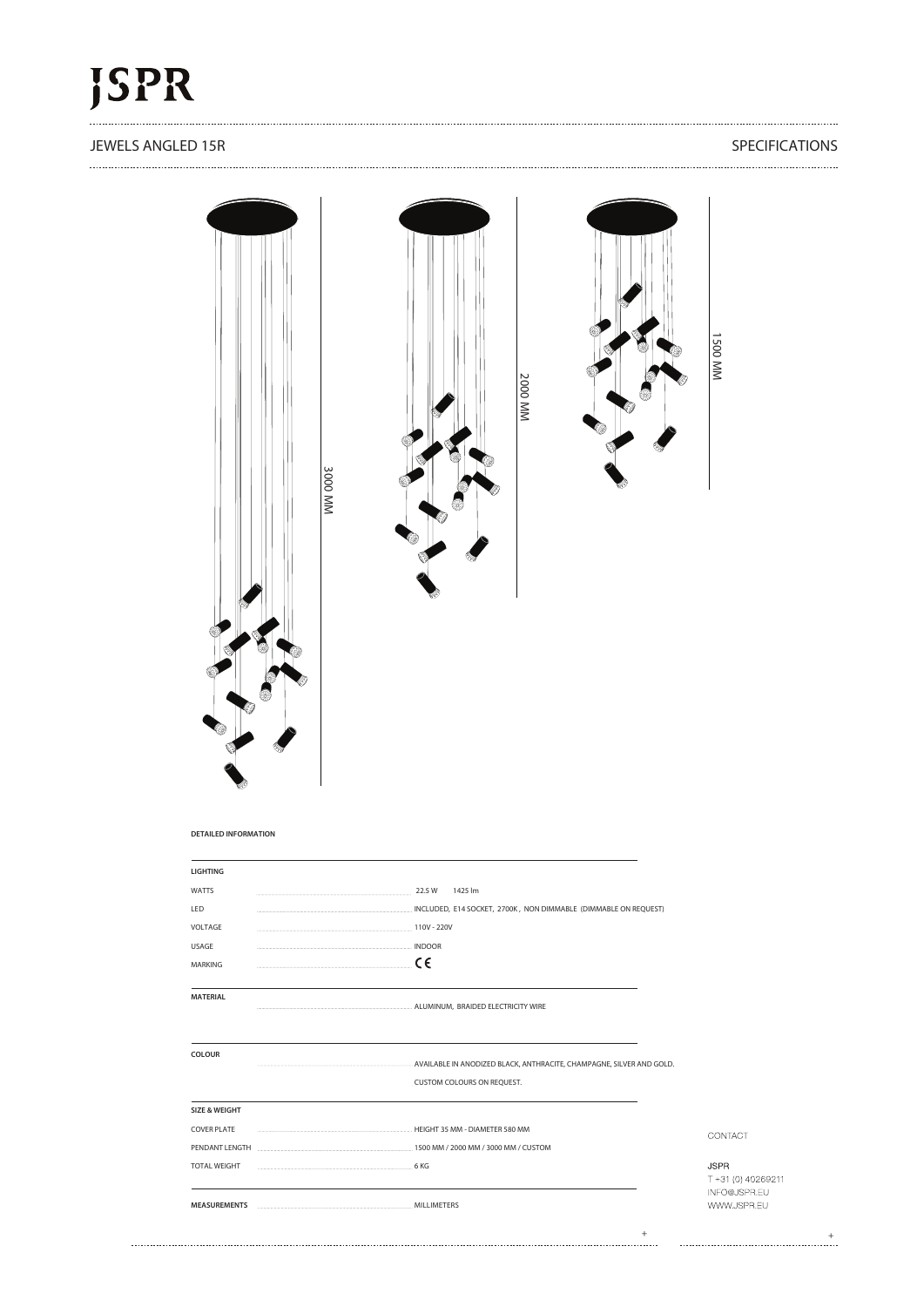# JSPR

## JEWELS ANGLED 15R

SPECIFICATIONS

3000 MM

2000 MM

1500 MM

**DETAILED INFORMATION**

| | |
|---|---|
| **LIGHTING** | |
| WATTS | 22.5 W 1425 lm |
| LED | INCLUDED, E14 SOCKET, 2700K, NON DIMMABLE (DIMMABLE ON REQUEST) |
| VOLTAGE | 110V - 220V |
| USAGE | INDOOR |
| MARKING | CE |
| **MATERIAL** | ALUMINUM, BRAIDED ELECTRICITY WIRE |
| **COLOUR** | AVAILABLE IN ANODIZED BLACK, ANTHRACITE, CHAMPAGNE, SILVER AND GOLD. CUSTOM COLOURS ON REQUEST. |
| **SIZE & WEIGHT** | |
| COVER PLATE | HEIGHT 35 MM - DIAMETER 580 MM |
| PENDANT LENGTH | 1500 MM / 2000 MM / 3000 MM / CUSTOM |
| TOTAL WEIGHT | 6 KG |
| **MEASUREMENTS** | MILLIMETERS |

CONTACT

JSPR
T +31 (0) 40269211
INFO@JSPR.EU
WWW.JSPR.EU